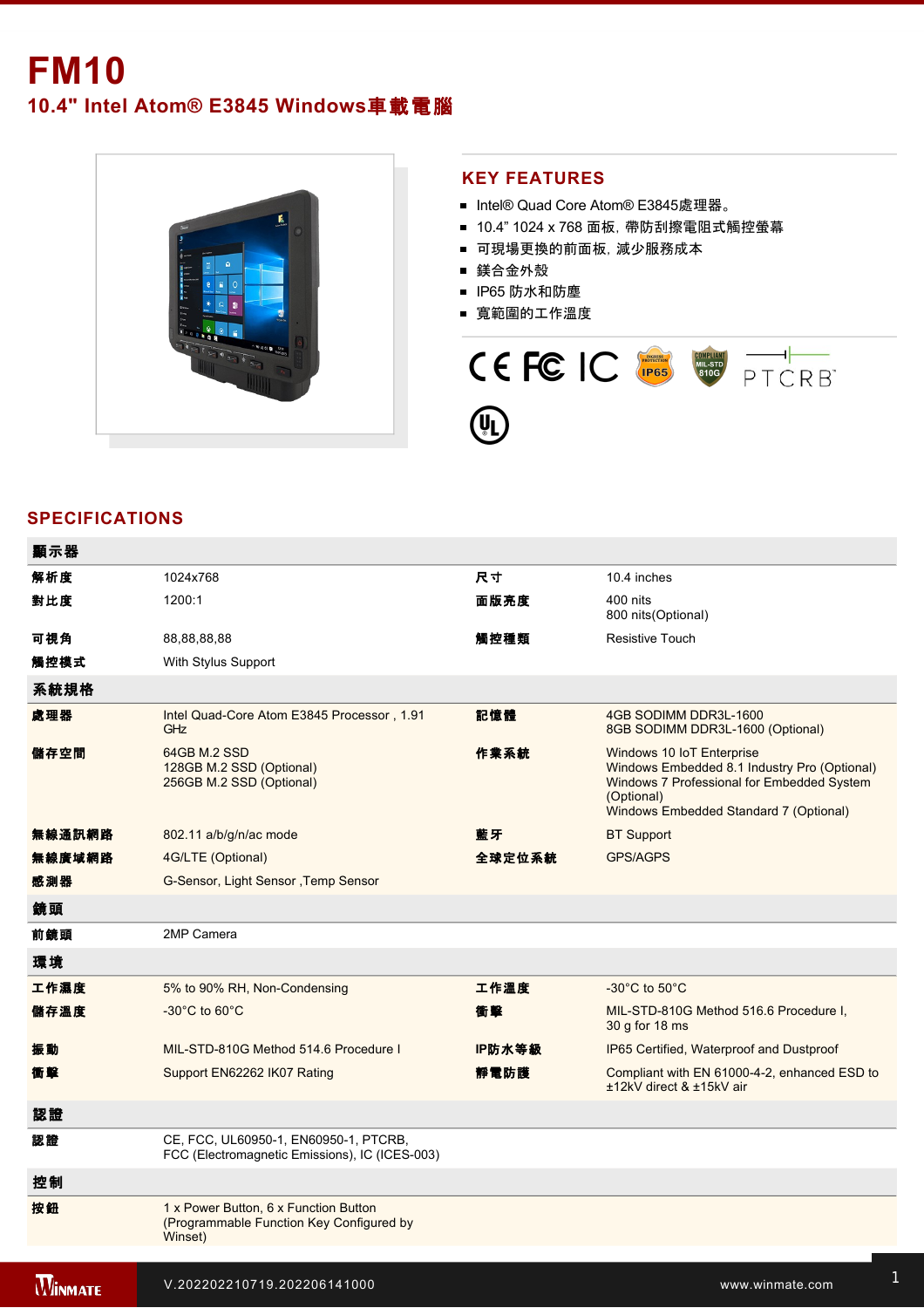# FM10

## 10.4" Intel Atom® E3845 Windows車載電腦

## KEY FEATURES

- Intel® Quad Core Atom® E3845處理器。
- 10.4" 1024 x 768 面板, 帶防刮擦電阻式觸控螢幕
- 可現場更換的前面板, 減少服務成本
- 鎂合金外殼
- IP65 防水和防塵
- 寬範圍的工作溫度

## SPECIFICATIONS

| | | | |
|---|---|---|---|
| **顯示器** | | | |
| **解析度** | 1024x768 | **尺寸** | 10.4 inches |
| **對比度** | 1200:1 | **面版亮度** | 400 nits<br>800 nits(Optional) |
| **可視角** | 88,88,88,88 | **觸控種類** | Resistive Touch |
| **觸控模式** | With Stylus Support | | |
| **系統規格** | | | |
| **處理器** | Intel Quad-Core Atom E3845 Processor , 1.91 GHz | **記憶體** | 4GB SODIMM DDR3L-1600<br>8GB SODIMM DDR3L-1600 (Optional) |
| **儲存空間** | 64GB M.2 SSD<br>128GB M.2 SSD (Optional)<br>256GB M.2 SSD (Optional) | **作業系統** | Windows 10 IoT Enterprise<br>Windows Embedded 8.1 Industry Pro (Optional)<br>Windows 7 Professional for Embedded System (Optional)<br>Windows Embedded Standard 7 (Optional) |
| **無線通訊網路** | 802.11 a/b/g/n/ac mode | **藍牙** | BT Support |
| **無線廣域網路** | 4G/LTE (Optional) | **全球定位系統** | GPS/AGPS |
| **感測器** | G-Sensor, Light Sensor ,Temp Sensor | | |
| **鏡頭** | | | |
| **前鏡頭** | 2MP Camera | | |
| **環境** | | | |
| **工作濕度** | 5% to 90% RH, Non-Condensing | **工作溫度** | -30°C to 50°C |
| **儲存溫度** | -30°C to 60°C | **衝擊** | MIL-STD-810G Method 516.6 Procedure I, 30 g for 18 ms |
| **振動** | MIL-STD-810G Method 514.6 Procedure I | **IP防水等級** | IP65 Certified, Waterproof and Dustproof |
| **衝擊** | Support EN62262 IK07 Rating | **靜電防護** | Compliant with EN 61000-4-2, enhanced ESD to ±12kV direct & ±15kV air |
| **認證** | | | |
| **認證** | CE, FCC, UL60950-1, EN60950-1, PTCRB, FCC (Electromagnetic Emissions), IC (ICES-003) | | |
| **控制** | | | |
| **按鈕** | 1 x Power Button, 6 x Function Button (Programmable Function Key Configured by Winset) | | |

V.202202210719.202206141000

www.winmate.com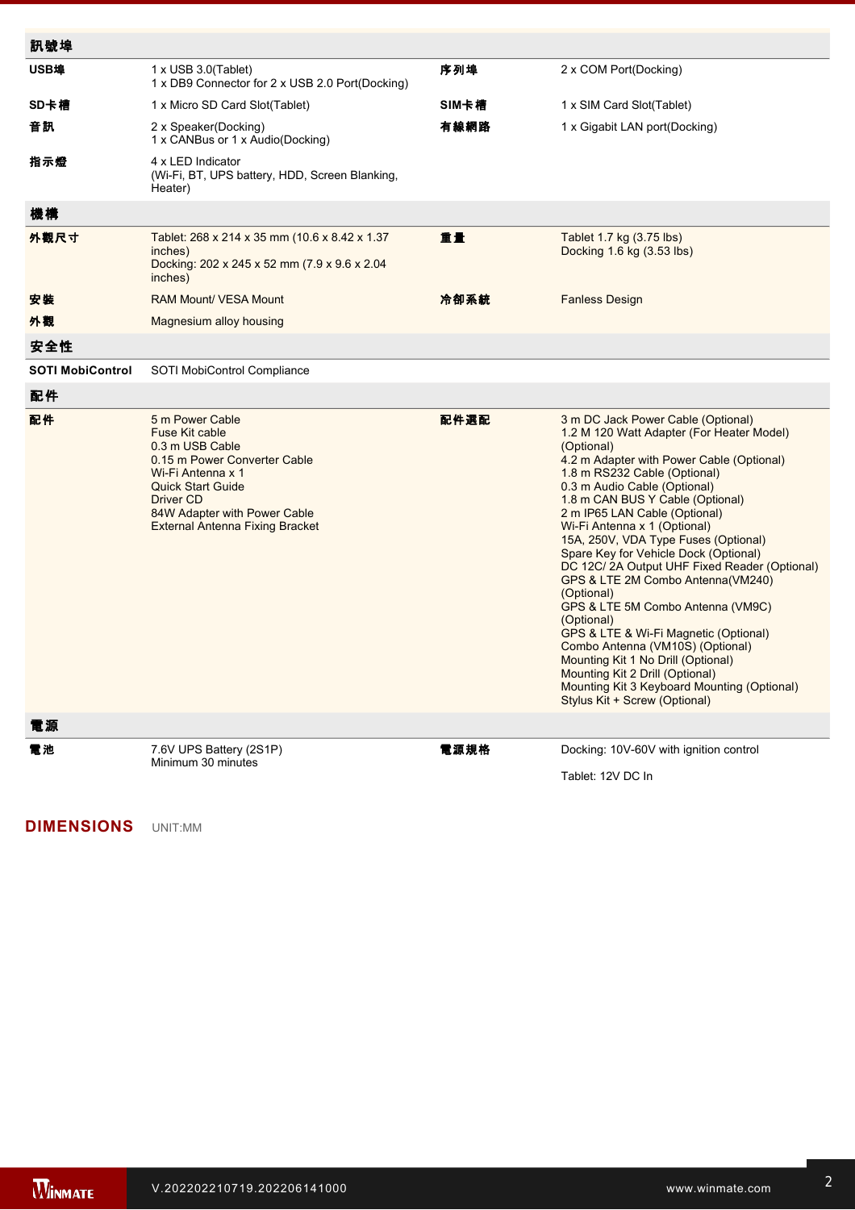## 訊號埠

| | | | |
|---|---|---|---|
| **USB埠** | 1 x USB 3.0(Tablet)<br>1 x DB9 Connector for 2 x USB 2.0 Port(Docking) | **序列埠** | 2 x COM Port(Docking) |
| **SD卡槽** | 1 x Micro SD Card Slot(Tablet) | **SIM卡槽** | 1 x SIM Card Slot(Tablet) |
| **音訊** | 2 x Speaker(Docking)<br>1 x CANBus or 1 x Audio(Docking) | **有線網路** | 1 x Gigabit LAN port(Docking) |
| **指示燈** | 4 x LED Indicator<br>(Wi-Fi, BT, UPS battery, HDD, Screen Blanking, Heater) | | |

## 機構

| | | | |
|---|---|---|---|
| **外觀尺寸** | Tablet: 268 x 214 x 35 mm (10.6 x 8.42 x 1.37 inches)<br>Docking: 202 x 245 x 52 mm (7.9 x 9.6 x 2.04 inches) | **重量** | Tablet 1.7 kg (3.75 lbs)<br>Docking 1.6 kg (3.53 lbs) |
| **安裝** | RAM Mount/ VESA Mount | **冷卻系統** | Fanless Design |
| **外觀** | Magnesium alloy housing | | |

## 安全性

| | |
|---|---|
| **SOTI MobiControl** | SOTI MobiControl Compliance |

## 配件

| | | | |
|---|---|---|---|
| **配件** | 5 m Power Cable<br>Fuse Kit cable<br>0.3 m USB Cable<br>0.15 m Power Converter Cable<br>Wi-Fi Antenna x 1<br>Quick Start Guide<br>Driver CD<br>84W Adapter with Power Cable<br>External Antenna Fixing Bracket | **配件選配** | 3 m DC Jack Power Cable (Optional)<br>1.2 M 120 Watt Adapter (For Heater Model) (Optional)<br>4.2 m Adapter with Power Cable (Optional)<br>1.8 m RS232 Cable (Optional)<br>0.3 m Audio Cable (Optional)<br>1.8 m CAN BUS Y Cable (Optional)<br>2 m IP65 LAN Cable (Optional)<br>Wi-Fi Antenna x 1 (Optional)<br>15A, 250V, VDA Type Fuses (Optional)<br>Spare Key for Vehicle Dock (Optional)<br>DC 12C/ 2A Output UHF Fixed Reader (Optional)<br>GPS & LTE 2M Combo Antenna(VM240) (Optional)<br>GPS & LTE 5M Combo Antenna (VM9C) (Optional)<br>GPS & LTE & Wi-Fi Magnetic (Optional)<br>Combo Antenna (VM10S) (Optional)<br>Mounting Kit 1 No Drill (Optional)<br>Mounting Kit 2 Drill (Optional)<br>Mounting Kit 3 Keyboard Mounting (Optional)<br>Stylus Kit + Screw (Optional) |

## 電源

| | | | |
|---|---|---|---|
| **電池** | 7.6V UPS Battery (2S1P)<br>Minimum 30 minutes | **電源規格** | Docking: 10V-60V with ignition control<br><br>Tablet: 12V DC In |

## DIMENSIONS

UNIT:MM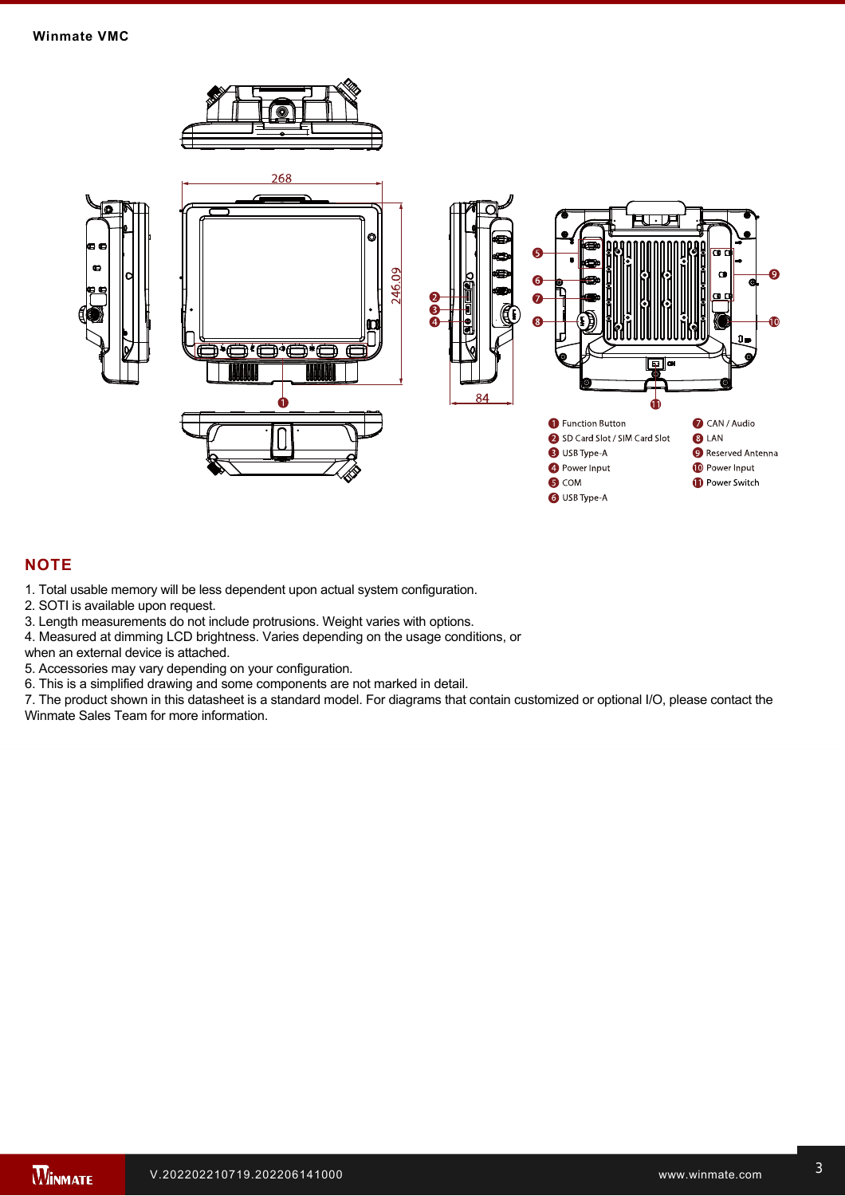268

246.09

84

1 Function Button
2 SD Card Slot / SIM Card Slot
3 USB Type-A
4 Power Input
5 COM
6 USB Type-A
7 CAN / Audio
8 LAN
9 Reserved Antenna
10 Power Input
11 Power Switch

## NOTE

1. Total usable memory will be less dependent upon actual system configuration.
2. SOTI is available upon request.
3. Length measurements do not include protrusions. Weight varies with options.
4. Measured at dimming LCD brightness. Varies depending on the usage conditions, or when an external device is attached.
5. Accessories may vary depending on your configuration.
6. This is a simplified drawing and some components are not marked in detail.
7. The product shown in this datasheet is a standard model. For diagrams that contain customized or optional I/O, please contact the Winmate Sales Team for more information.